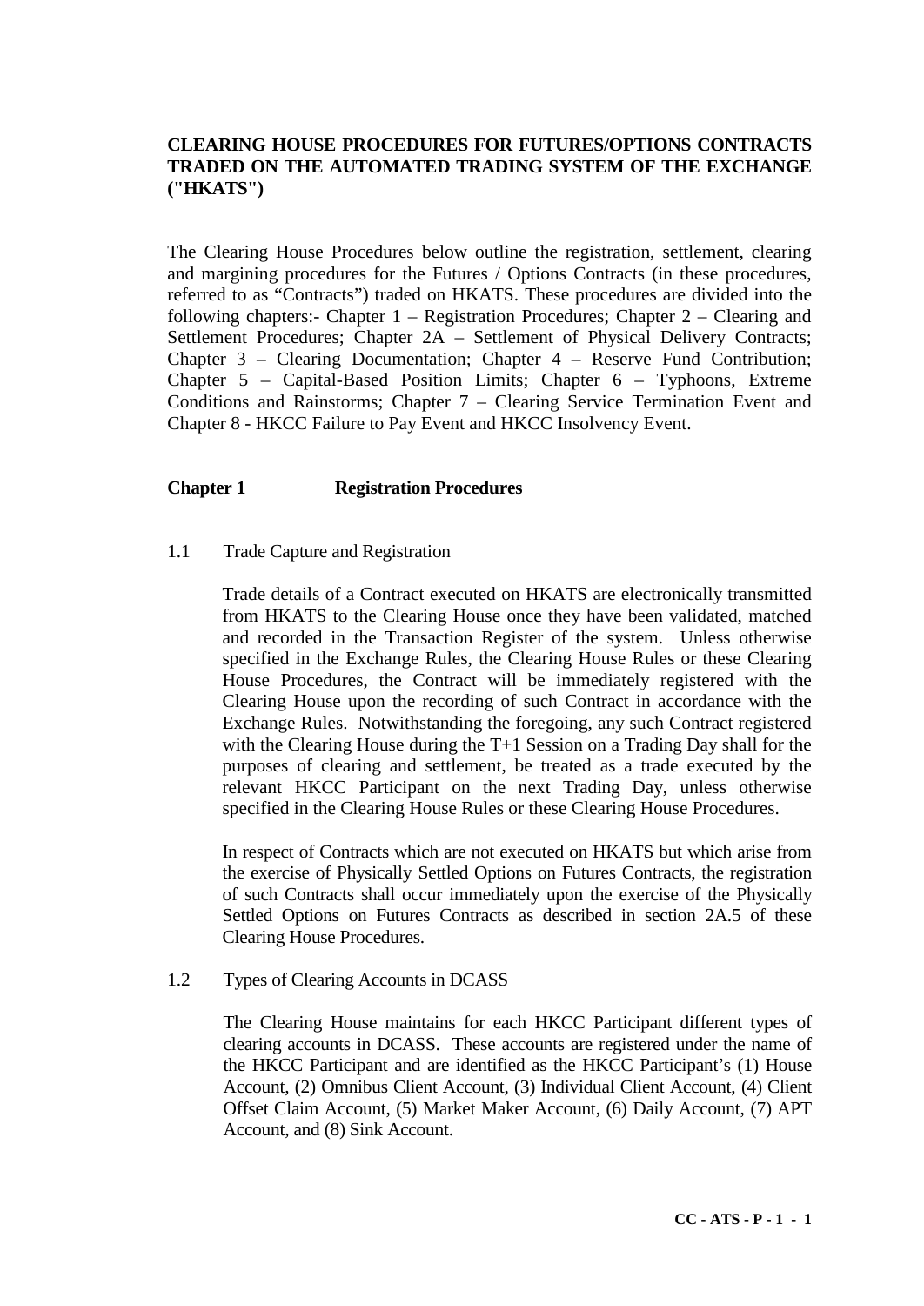**CLEARING HOUSE PROCEDURES FOR FUTURES/OPTIONS CONTRACTS TRADED ON THE AUTOMATED TRADING SYSTEM OF THE EXCHANGE ("HKATS")**

The Clearing House Procedures below outline the registration, settlement, clearing and margining procedures for the Futures / Options Contracts (in these procedures, referred to as "Contracts") traded on HKATS. These procedures are divided into the following chapters:- Chapter 1 – Registration Procedures; Chapter 2 – Clearing and Settlement Procedures; Chapter 2A – Settlement of Physical Delivery Contracts; Chapter 3 – Clearing Documentation; Chapter 4 – Reserve Fund Contribution; Chapter 5 – Capital-Based Position Limits; Chapter 6 – Typhoons, Extreme Conditions and Rainstorms; Chapter 7 – Clearing Service Termination Event and Chapter 8 - HKCC Failure to Pay Event and HKCC Insolvency Event.

## Chapter 1 Registration Procedures

### 1.1 Trade Capture and Registration

Trade details of a Contract executed on HKATS are electronically transmitted from HKATS to the Clearing House once they have been validated, matched and recorded in the Transaction Register of the system. Unless otherwise specified in the Exchange Rules, the Clearing House Rules or these Clearing House Procedures, the Contract will be immediately registered with the Clearing House upon the recording of such Contract in accordance with the Exchange Rules. Notwithstanding the foregoing, any such Contract registered with the Clearing House during the T+1 Session on a Trading Day shall for the purposes of clearing and settlement, be treated as a trade executed by the relevant HKCC Participant on the next Trading Day, unless otherwise specified in the Clearing House Rules or these Clearing House Procedures.

In respect of Contracts which are not executed on HKATS but which arise from the exercise of Physically Settled Options on Futures Contracts, the registration of such Contracts shall occur immediately upon the exercise of the Physically Settled Options on Futures Contracts as described in section 2A.5 of these Clearing House Procedures.

### 1.2 Types of Clearing Accounts in DCASS

The Clearing House maintains for each HKCC Participant different types of clearing accounts in DCASS. These accounts are registered under the name of the HKCC Participant and are identified as the HKCC Participant's (1) House Account, (2) Omnibus Client Account, (3) Individual Client Account, (4) Client Offset Claim Account, (5) Market Maker Account, (6) Daily Account, (7) APT Account, and (8) Sink Account.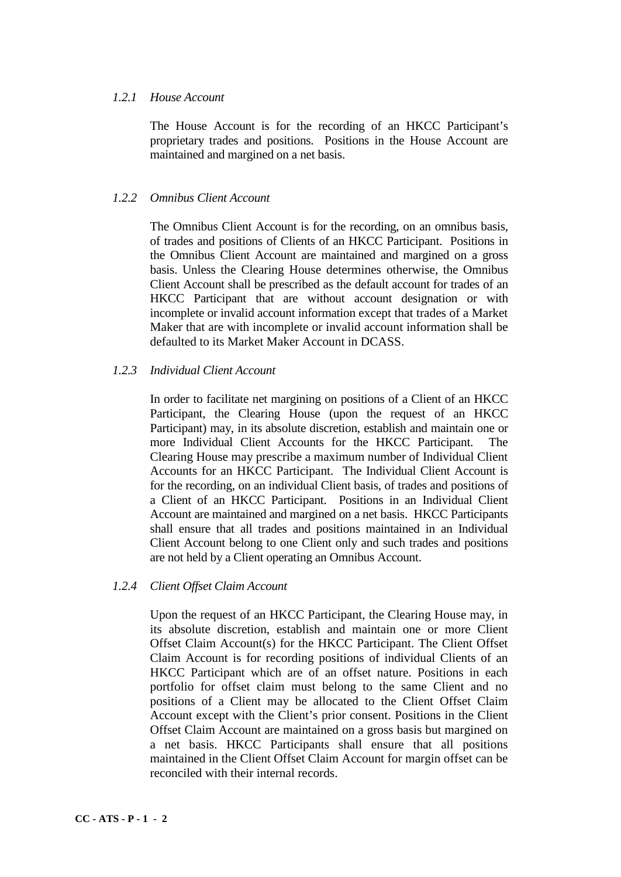### *1.2.1 House Account*

The House Account is for the recording of an HKCC Participant's proprietary trades and positions. Positions in the House Account are maintained and margined on a net basis.

### *1.2.2 Omnibus Client Account*

The Omnibus Client Account is for the recording, on an omnibus basis, of trades and positions of Clients of an HKCC Participant. Positions in the Omnibus Client Account are maintained and margined on a gross basis. Unless the Clearing House determines otherwise, the Omnibus Client Account shall be prescribed as the default account for trades of an HKCC Participant that are without account designation or with incomplete or invalid account information except that trades of a Market Maker that are with incomplete or invalid account information shall be defaulted to its Market Maker Account in DCASS.

### *1.2.3 Individual Client Account*

In order to facilitate net margining on positions of a Client of an HKCC Participant, the Clearing House (upon the request of an HKCC Participant) may, in its absolute discretion, establish and maintain one or more Individual Client Accounts for the HKCC Participant. The Clearing House may prescribe a maximum number of Individual Client Accounts for an HKCC Participant. The Individual Client Account is for the recording, on an individual Client basis, of trades and positions of a Client of an HKCC Participant. Positions in an Individual Client Account are maintained and margined on a net basis. HKCC Participants shall ensure that all trades and positions maintained in an Individual Client Account belong to one Client only and such trades and positions are not held by a Client operating an Omnibus Account.

### *1.2.4 Client Offset Claim Account*

Upon the request of an HKCC Participant, the Clearing House may, in its absolute discretion, establish and maintain one or more Client Offset Claim Account(s) for the HKCC Participant. The Client Offset Claim Account is for recording positions of individual Clients of an HKCC Participant which are of an offset nature. Positions in each portfolio for offset claim must belong to the same Client and no positions of a Client may be allocated to the Client Offset Claim Account except with the Client's prior consent. Positions in the Client Offset Claim Account are maintained on a gross basis but margined on a net basis. HKCC Participants shall ensure that all positions maintained in the Client Offset Claim Account for margin offset can be reconciled with their internal records.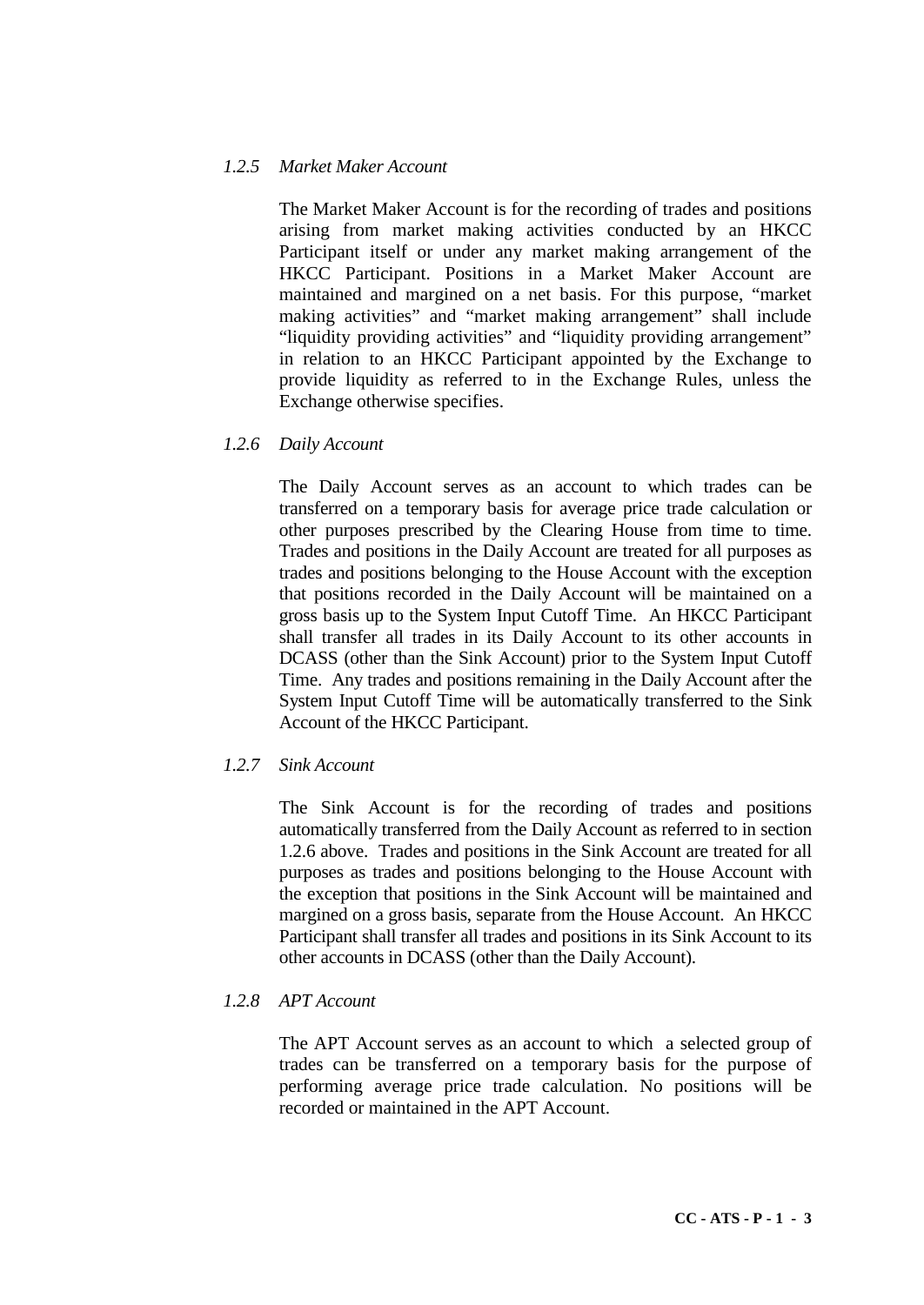### *1.2.5 Market Maker Account*

The Market Maker Account is for the recording of trades and positions arising from market making activities conducted by an HKCC Participant itself or under any market making arrangement of the HKCC Participant. Positions in a Market Maker Account are maintained and margined on a net basis. For this purpose, "market making activities" and "market making arrangement" shall include "liquidity providing activities" and "liquidity providing arrangement" in relation to an HKCC Participant appointed by the Exchange to provide liquidity as referred to in the Exchange Rules, unless the Exchange otherwise specifies.

### *1.2.6 Daily Account*

The Daily Account serves as an account to which trades can be transferred on a temporary basis for average price trade calculation or other purposes prescribed by the Clearing House from time to time. Trades and positions in the Daily Account are treated for all purposes as trades and positions belonging to the House Account with the exception that positions recorded in the Daily Account will be maintained on a gross basis up to the System Input Cutoff Time. An HKCC Participant shall transfer all trades in its Daily Account to its other accounts in DCASS (other than the Sink Account) prior to the System Input Cutoff Time. Any trades and positions remaining in the Daily Account after the System Input Cutoff Time will be automatically transferred to the Sink Account of the HKCC Participant.

### *1.2.7 Sink Account*

The Sink Account is for the recording of trades and positions automatically transferred from the Daily Account as referred to in section 1.2.6 above. Trades and positions in the Sink Account are treated for all purposes as trades and positions belonging to the House Account with the exception that positions in the Sink Account will be maintained and margined on a gross basis, separate from the House Account. An HKCC Participant shall transfer all trades and positions in its Sink Account to its other accounts in DCASS (other than the Daily Account).

### *1.2.8 APT Account*

The APT Account serves as an account to which a selected group of trades can be transferred on a temporary basis for the purpose of performing average price trade calculation. No positions will be recorded or maintained in the APT Account.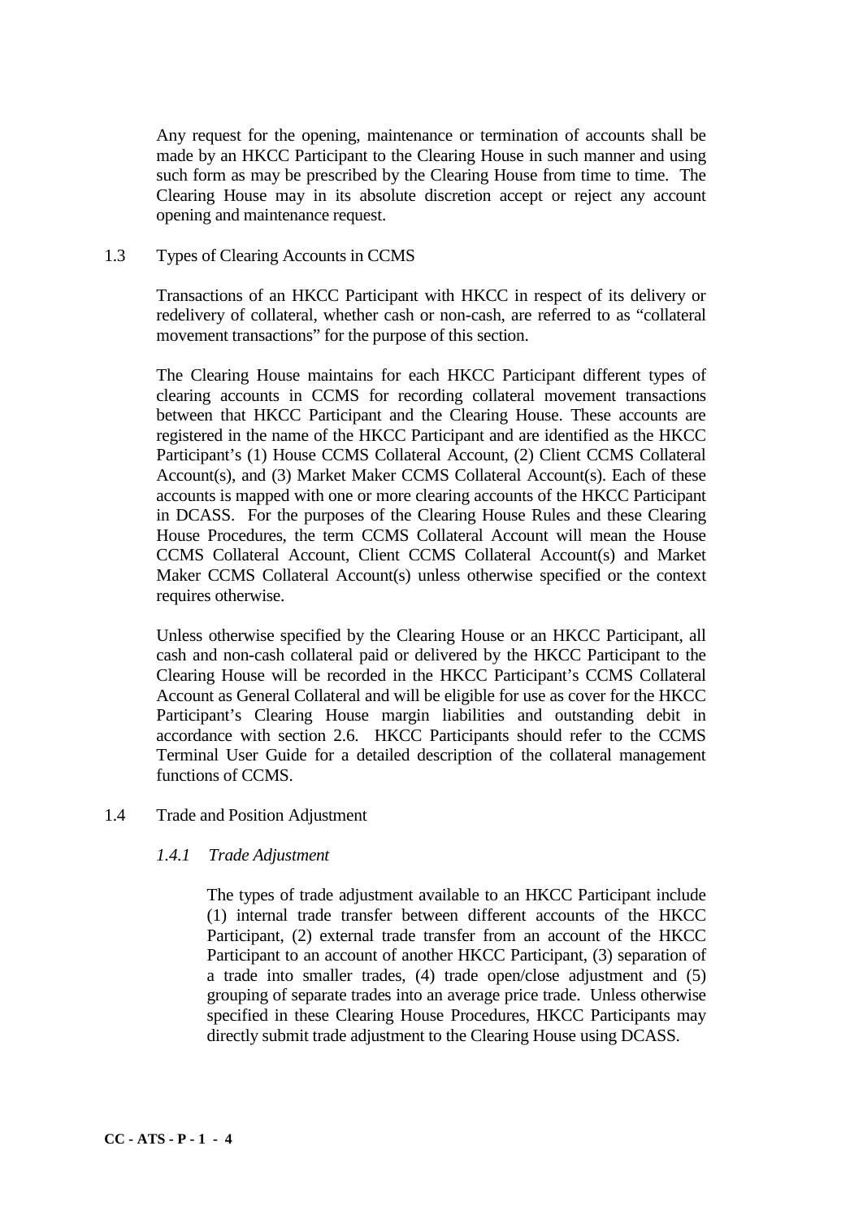Any request for the opening, maintenance or termination of accounts shall be made by an HKCC Participant to the Clearing House in such manner and using such form as may be prescribed by the Clearing House from time to time. The Clearing House may in its absolute discretion accept or reject any account opening and maintenance request.

## 1.3 Types of Clearing Accounts in CCMS

Transactions of an HKCC Participant with HKCC in respect of its delivery or redelivery of collateral, whether cash or non-cash, are referred to as "collateral movement transactions" for the purpose of this section.

The Clearing House maintains for each HKCC Participant different types of clearing accounts in CCMS for recording collateral movement transactions between that HKCC Participant and the Clearing House. These accounts are registered in the name of the HKCC Participant and are identified as the HKCC Participant's (1) House CCMS Collateral Account, (2) Client CCMS Collateral Account(s), and (3) Market Maker CCMS Collateral Account(s). Each of these accounts is mapped with one or more clearing accounts of the HKCC Participant in DCASS. For the purposes of the Clearing House Rules and these Clearing House Procedures, the term CCMS Collateral Account will mean the House CCMS Collateral Account, Client CCMS Collateral Account(s) and Market Maker CCMS Collateral Account(s) unless otherwise specified or the context requires otherwise.

Unless otherwise specified by the Clearing House or an HKCC Participant, all cash and non-cash collateral paid or delivered by the HKCC Participant to the Clearing House will be recorded in the HKCC Participant's CCMS Collateral Account as General Collateral and will be eligible for use as cover for the HKCC Participant's Clearing House margin liabilities and outstanding debit in accordance with section 2.6. HKCC Participants should refer to the CCMS Terminal User Guide for a detailed description of the collateral management functions of CCMS.

## 1.4 Trade and Position Adjustment

### *1.4.1 Trade Adjustment*

The types of trade adjustment available to an HKCC Participant include (1) internal trade transfer between different accounts of the HKCC Participant, (2) external trade transfer from an account of the HKCC Participant to an account of another HKCC Participant, (3) separation of a trade into smaller trades, (4) trade open/close adjustment and (5) grouping of separate trades into an average price trade. Unless otherwise specified in these Clearing House Procedures, HKCC Participants may directly submit trade adjustment to the Clearing House using DCASS.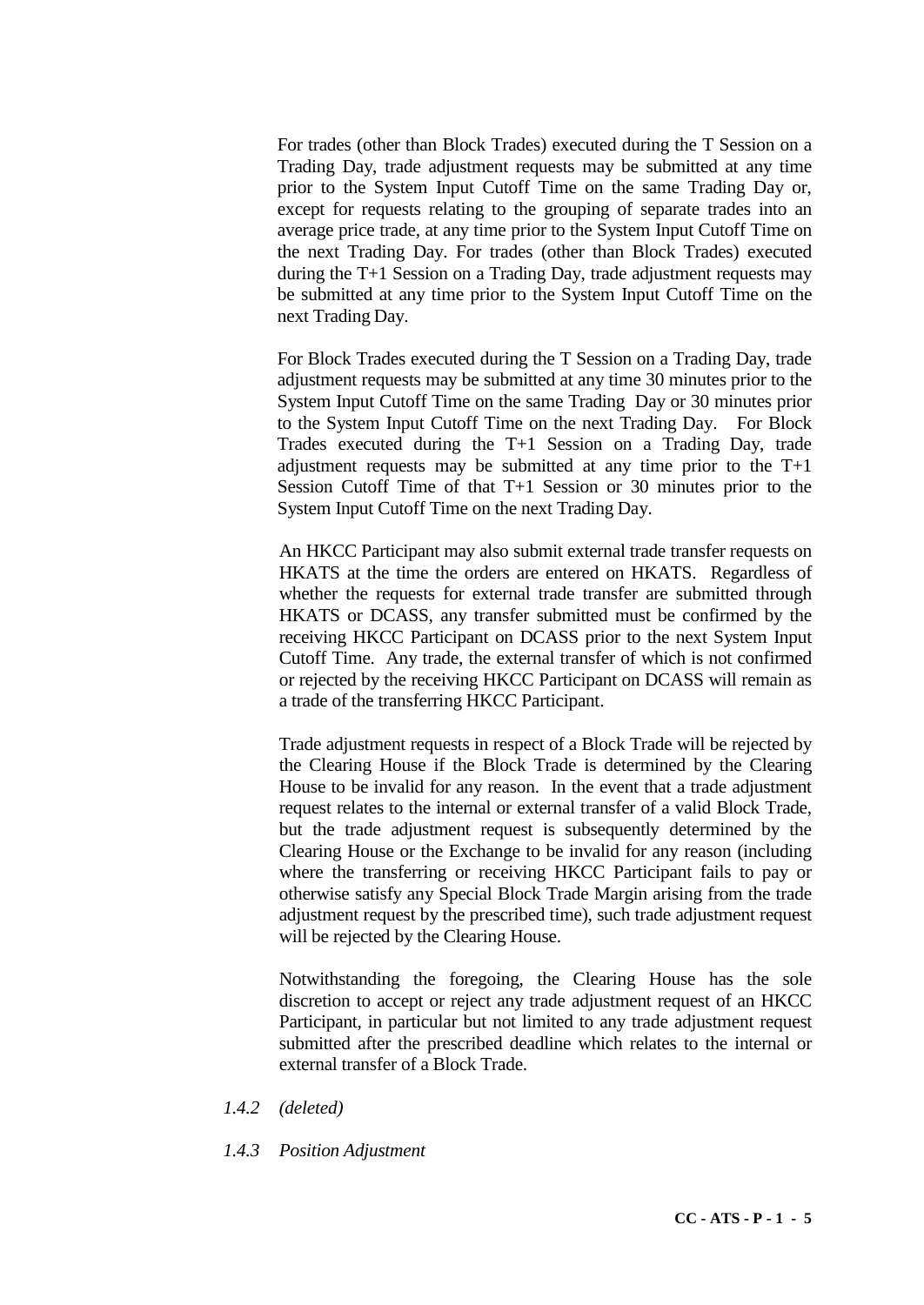For trades (other than Block Trades) executed during the T Session on a Trading Day, trade adjustment requests may be submitted at any time prior to the System Input Cutoff Time on the same Trading Day or, except for requests relating to the grouping of separate trades into an average price trade, at any time prior to the System Input Cutoff Time on the next Trading Day. For trades (other than Block Trades) executed during the T+1 Session on a Trading Day, trade adjustment requests may be submitted at any time prior to the System Input Cutoff Time on the next Trading Day.

For Block Trades executed during the T Session on a Trading Day, trade adjustment requests may be submitted at any time 30 minutes prior to the System Input Cutoff Time on the same Trading Day or 30 minutes prior to the System Input Cutoff Time on the next Trading Day. For Block Trades executed during the T+1 Session on a Trading Day, trade adjustment requests may be submitted at any time prior to the T+1 Session Cutoff Time of that T+1 Session or 30 minutes prior to the System Input Cutoff Time on the next Trading Day.

An HKCC Participant may also submit external trade transfer requests on HKATS at the time the orders are entered on HKATS. Regardless of whether the requests for external trade transfer are submitted through HKATS or DCASS, any transfer submitted must be confirmed by the receiving HKCC Participant on DCASS prior to the next System Input Cutoff Time. Any trade, the external transfer of which is not confirmed or rejected by the receiving HKCC Participant on DCASS will remain as a trade of the transferring HKCC Participant.

Trade adjustment requests in respect of a Block Trade will be rejected by the Clearing House if the Block Trade is determined by the Clearing House to be invalid for any reason. In the event that a trade adjustment request relates to the internal or external transfer of a valid Block Trade, but the trade adjustment request is subsequently determined by the Clearing House or the Exchange to be invalid for any reason (including where the transferring or receiving HKCC Participant fails to pay or otherwise satisfy any Special Block Trade Margin arising from the trade adjustment request by the prescribed time), such trade adjustment request will be rejected by the Clearing House.

Notwithstanding the foregoing, the Clearing House has the sole discretion to accept or reject any trade adjustment request of an HKCC Participant, in particular but not limited to any trade adjustment request submitted after the prescribed deadline which relates to the internal or external transfer of a Block Trade.

*1.4.2 (deleted)*

*1.4.3 Position Adjustment*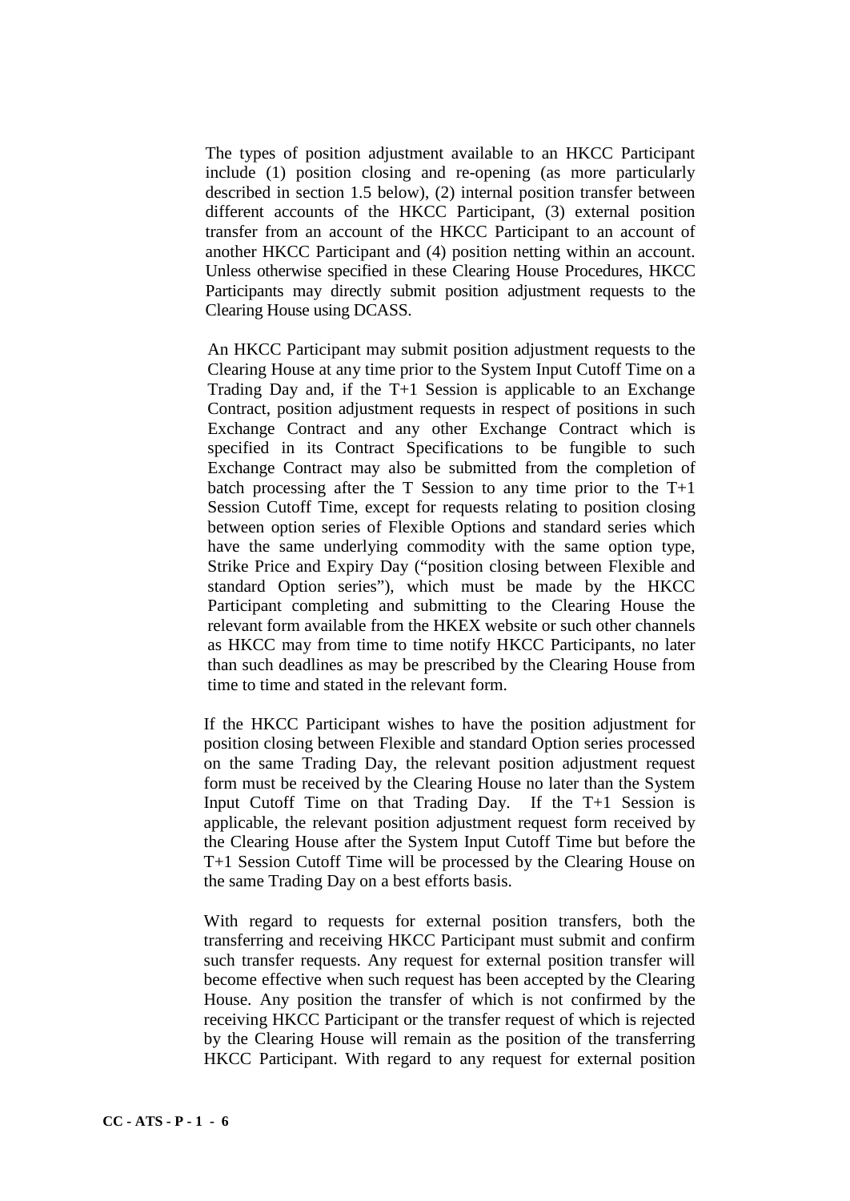The types of position adjustment available to an HKCC Participant include (1) position closing and re-opening (as more particularly described in section 1.5 below), (2) internal position transfer between different accounts of the HKCC Participant, (3) external position transfer from an account of the HKCC Participant to an account of another HKCC Participant and (4) position netting within an account. Unless otherwise specified in these Clearing House Procedures, HKCC Participants may directly submit position adjustment requests to the Clearing House using DCASS.

An HKCC Participant may submit position adjustment requests to the Clearing House at any time prior to the System Input Cutoff Time on a Trading Day and, if the T+1 Session is applicable to an Exchange Contract, position adjustment requests in respect of positions in such Exchange Contract and any other Exchange Contract which is specified in its Contract Specifications to be fungible to such Exchange Contract may also be submitted from the completion of batch processing after the T Session to any time prior to the T+1 Session Cutoff Time, except for requests relating to position closing between option series of Flexible Options and standard series which have the same underlying commodity with the same option type, Strike Price and Expiry Day ("position closing between Flexible and standard Option series"), which must be made by the HKCC Participant completing and submitting to the Clearing House the relevant form available from the HKEX website or such other channels as HKCC may from time to time notify HKCC Participants, no later than such deadlines as may be prescribed by the Clearing House from time to time and stated in the relevant form.

If the HKCC Participant wishes to have the position adjustment for position closing between Flexible and standard Option series processed on the same Trading Day, the relevant position adjustment request form must be received by the Clearing House no later than the System Input Cutoff Time on that Trading Day. If the T+1 Session is applicable, the relevant position adjustment request form received by the Clearing House after the System Input Cutoff Time but before the T+1 Session Cutoff Time will be processed by the Clearing House on the same Trading Day on a best efforts basis.

With regard to requests for external position transfers, both the transferring and receiving HKCC Participant must submit and confirm such transfer requests. Any request for external position transfer will become effective when such request has been accepted by the Clearing House. Any position the transfer of which is not confirmed by the receiving HKCC Participant or the transfer request of which is rejected by the Clearing House will remain as the position of the transferring HKCC Participant. With regard to any request for external position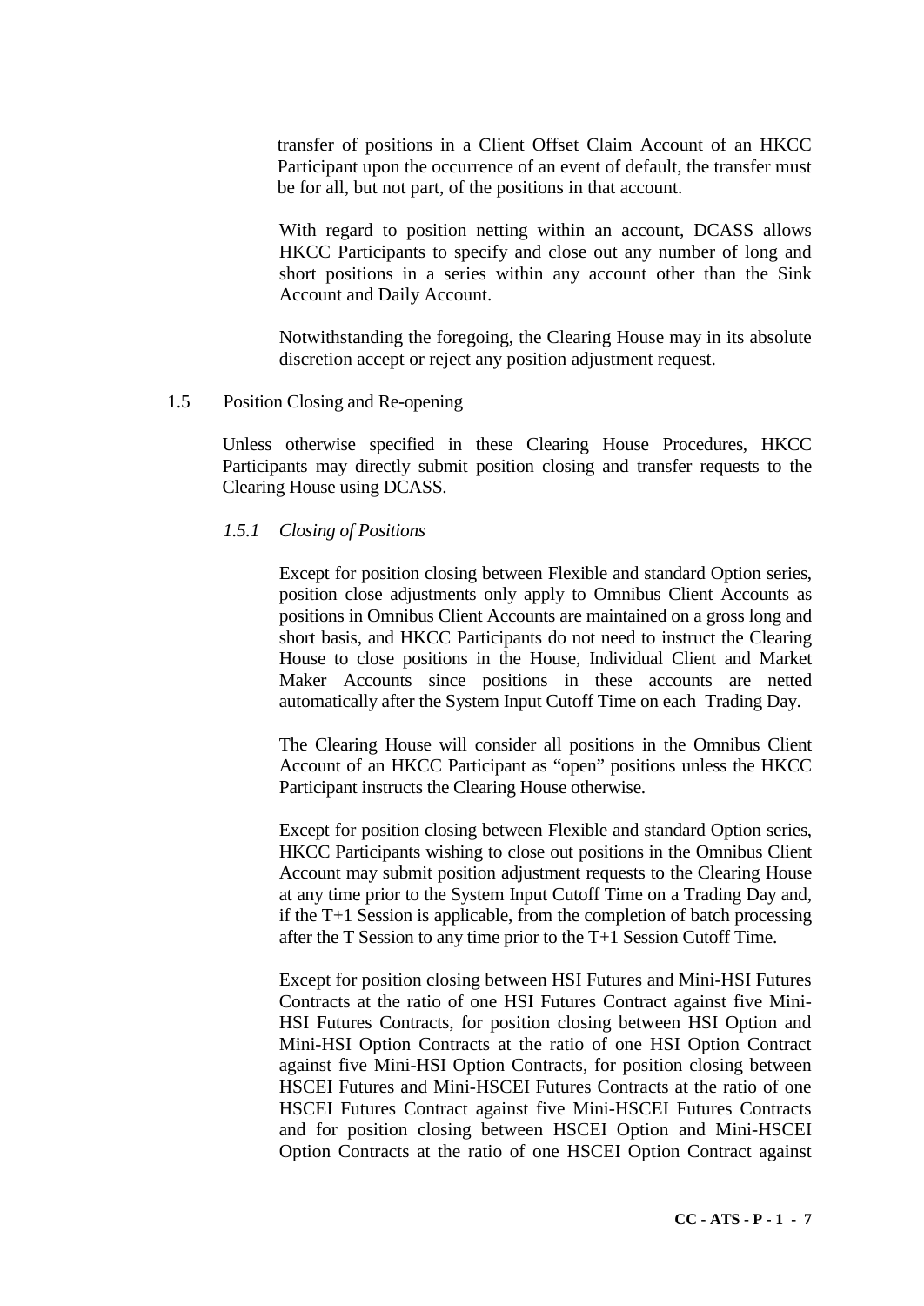transfer of positions in a Client Offset Claim Account of an HKCC Participant upon the occurrence of an event of default, the transfer must be for all, but not part, of the positions in that account.

With regard to position netting within an account, DCASS allows HKCC Participants to specify and close out any number of long and short positions in a series within any account other than the Sink Account and Daily Account.

Notwithstanding the foregoing, the Clearing House may in its absolute discretion accept or reject any position adjustment request.

## 1.5 Position Closing and Re-opening

Unless otherwise specified in these Clearing House Procedures, HKCC Participants may directly submit position closing and transfer requests to the Clearing House using DCASS.

### *1.5.1 Closing of Positions*

Except for position closing between Flexible and standard Option series, position close adjustments only apply to Omnibus Client Accounts as positions in Omnibus Client Accounts are maintained on a gross long and short basis, and HKCC Participants do not need to instruct the Clearing House to close positions in the House, Individual Client and Market Maker Accounts since positions in these accounts are netted automatically after the System Input Cutoff Time on each Trading Day.

The Clearing House will consider all positions in the Omnibus Client Account of an HKCC Participant as "open" positions unless the HKCC Participant instructs the Clearing House otherwise.

Except for position closing between Flexible and standard Option series, HKCC Participants wishing to close out positions in the Omnibus Client Account may submit position adjustment requests to the Clearing House at any time prior to the System Input Cutoff Time on a Trading Day and, if the T+1 Session is applicable, from the completion of batch processing after the T Session to any time prior to the T+1 Session Cutoff Time.

Except for position closing between HSI Futures and Mini-HSI Futures Contracts at the ratio of one HSI Futures Contract against five Mini-HSI Futures Contracts, for position closing between HSI Option and Mini-HSI Option Contracts at the ratio of one HSI Option Contract against five Mini-HSI Option Contracts, for position closing between HSCEI Futures and Mini-HSCEI Futures Contracts at the ratio of one HSCEI Futures Contract against five Mini-HSCEI Futures Contracts and for position closing between HSCEI Option and Mini-HSCEI Option Contracts at the ratio of one HSCEI Option Contract against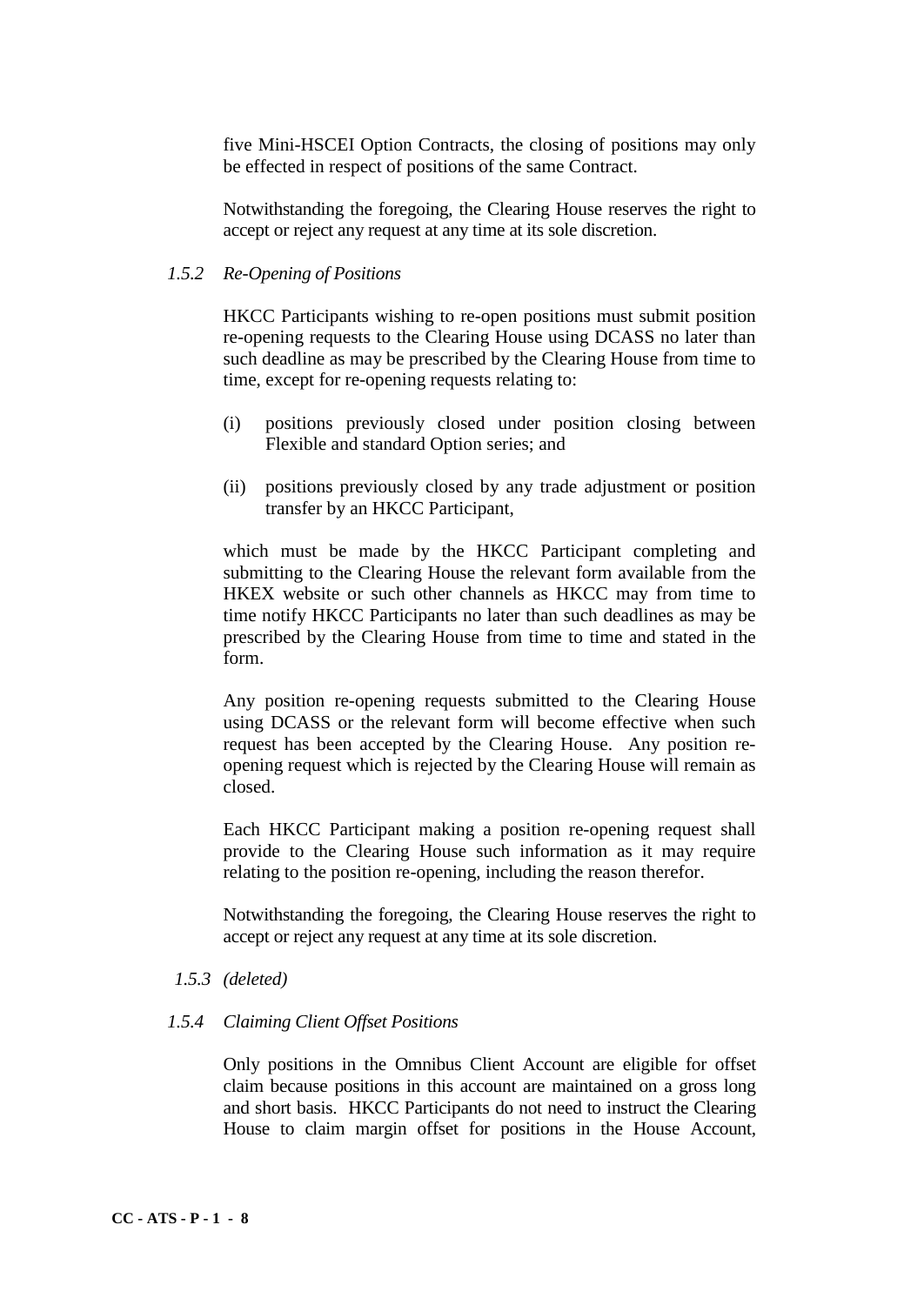five Mini-HSCEI Option Contracts, the closing of positions may only be effected in respect of positions of the same Contract.

Notwithstanding the foregoing, the Clearing House reserves the right to accept or reject any request at any time at its sole discretion.

*1.5.2 Re-Opening of Positions*

HKCC Participants wishing to re-open positions must submit position re-opening requests to the Clearing House using DCASS no later than such deadline as may be prescribed by the Clearing House from time to time, except for re-opening requests relating to:

(i) positions previously closed under position closing between Flexible and standard Option series; and

(ii) positions previously closed by any trade adjustment or position transfer by an HKCC Participant,

which must be made by the HKCC Participant completing and submitting to the Clearing House the relevant form available from the HKEX website or such other channels as HKCC may from time to time notify HKCC Participants no later than such deadlines as may be prescribed by the Clearing House from time to time and stated in the form.

Any position re-opening requests submitted to the Clearing House using DCASS or the relevant form will become effective when such request has been accepted by the Clearing House. Any position re-opening request which is rejected by the Clearing House will remain as closed.

Each HKCC Participant making a position re-opening request shall provide to the Clearing House such information as it may require relating to the position re-opening, including the reason therefor.

Notwithstanding the foregoing, the Clearing House reserves the right to accept or reject any request at any time at its sole discretion.

*1.5.3 (deleted)*

*1.5.4 Claiming Client Offset Positions*

Only positions in the Omnibus Client Account are eligible for offset claim because positions in this account are maintained on a gross long and short basis. HKCC Participants do not need to instruct the Clearing House to claim margin offset for positions in the House Account,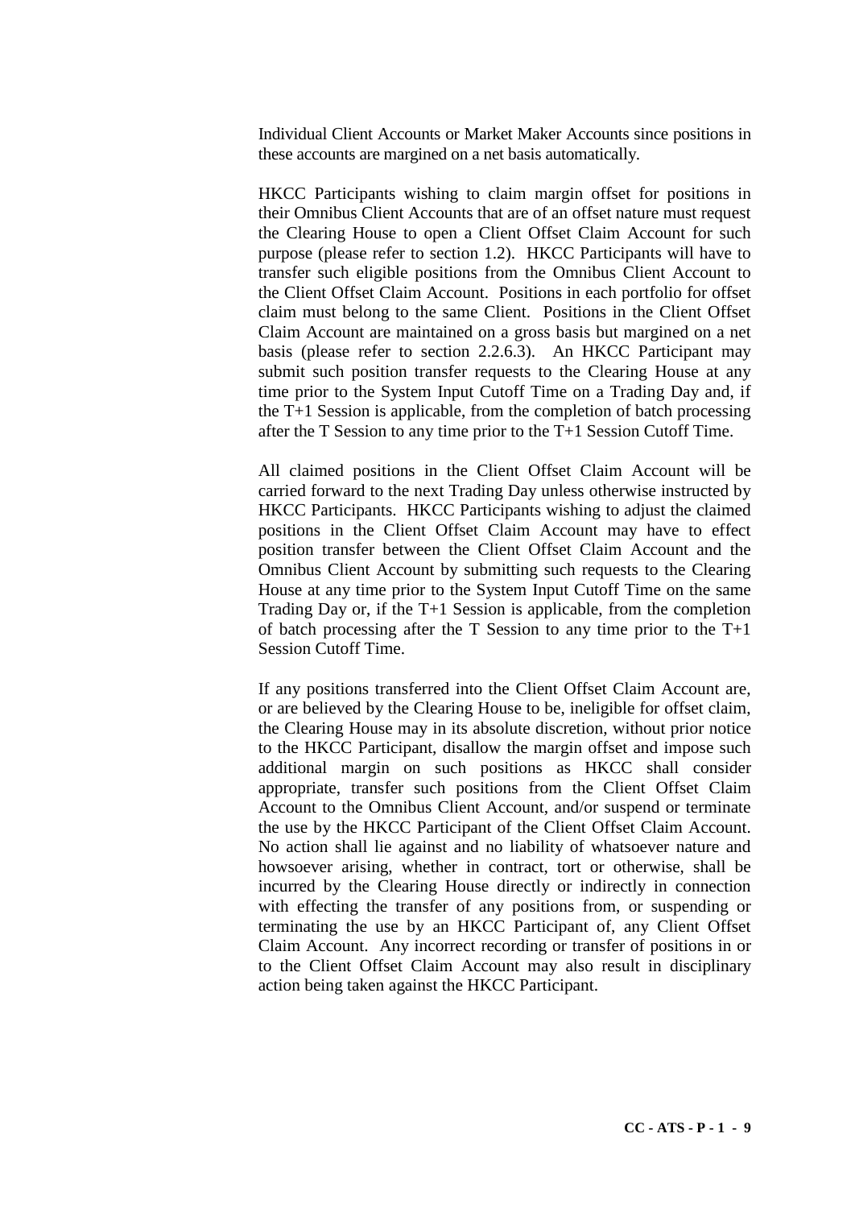Individual Client Accounts or Market Maker Accounts since positions in these accounts are margined on a net basis automatically.

HKCC Participants wishing to claim margin offset for positions in their Omnibus Client Accounts that are of an offset nature must request the Clearing House to open a Client Offset Claim Account for such purpose (please refer to section 1.2). HKCC Participants will have to transfer such eligible positions from the Omnibus Client Account to the Client Offset Claim Account. Positions in each portfolio for offset claim must belong to the same Client. Positions in the Client Offset Claim Account are maintained on a gross basis but margined on a net basis (please refer to section 2.2.6.3). An HKCC Participant may submit such position transfer requests to the Clearing House at any time prior to the System Input Cutoff Time on a Trading Day and, if the T+1 Session is applicable, from the completion of batch processing after the T Session to any time prior to the T+1 Session Cutoff Time.

All claimed positions in the Client Offset Claim Account will be carried forward to the next Trading Day unless otherwise instructed by HKCC Participants. HKCC Participants wishing to adjust the claimed positions in the Client Offset Claim Account may have to effect position transfer between the Client Offset Claim Account and the Omnibus Client Account by submitting such requests to the Clearing House at any time prior to the System Input Cutoff Time on the same Trading Day or, if the T+1 Session is applicable, from the completion of batch processing after the T Session to any time prior to the T+1 Session Cutoff Time.

If any positions transferred into the Client Offset Claim Account are, or are believed by the Clearing House to be, ineligible for offset claim, the Clearing House may in its absolute discretion, without prior notice to the HKCC Participant, disallow the margin offset and impose such additional margin on such positions as HKCC shall consider appropriate, transfer such positions from the Client Offset Claim Account to the Omnibus Client Account, and/or suspend or terminate the use by the HKCC Participant of the Client Offset Claim Account. No action shall lie against and no liability of whatsoever nature and howsoever arising, whether in contract, tort or otherwise, shall be incurred by the Clearing House directly or indirectly in connection with effecting the transfer of any positions from, or suspending or terminating the use by an HKCC Participant of, any Client Offset Claim Account. Any incorrect recording or transfer of positions in or to the Client Offset Claim Account may also result in disciplinary action being taken against the HKCC Participant.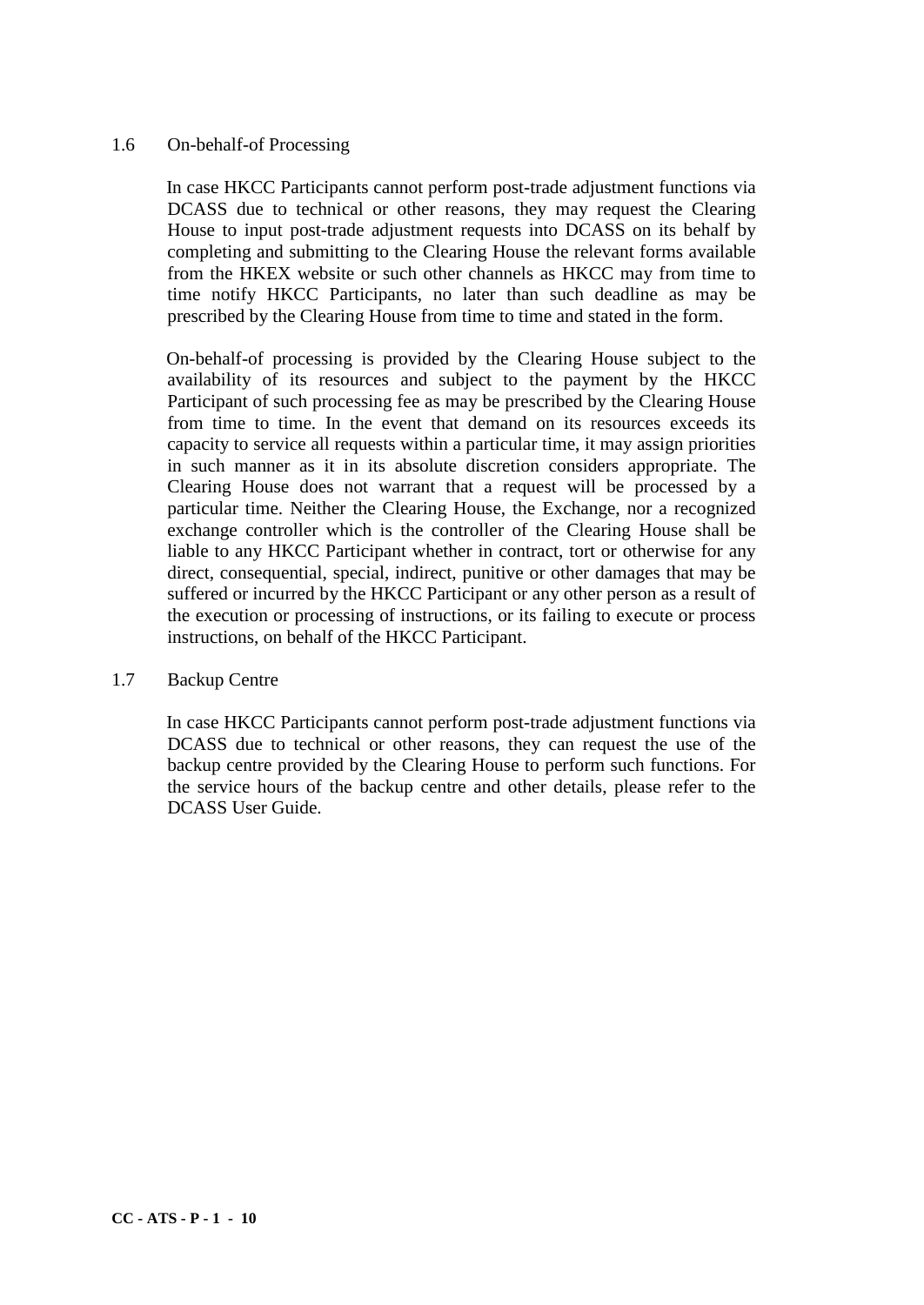### 1.6 On-behalf-of Processing

In case HKCC Participants cannot perform post-trade adjustment functions via DCASS due to technical or other reasons, they may request the Clearing House to input post-trade adjustment requests into DCASS on its behalf by completing and submitting to the Clearing House the relevant forms available from the HKEX website or such other channels as HKCC may from time to time notify HKCC Participants, no later than such deadline as may be prescribed by the Clearing House from time to time and stated in the form.

On-behalf-of processing is provided by the Clearing House subject to the availability of its resources and subject to the payment by the HKCC Participant of such processing fee as may be prescribed by the Clearing House from time to time. In the event that demand on its resources exceeds its capacity to service all requests within a particular time, it may assign priorities in such manner as it in its absolute discretion considers appropriate. The Clearing House does not warrant that a request will be processed by a particular time. Neither the Clearing House, the Exchange, nor a recognized exchange controller which is the controller of the Clearing House shall be liable to any HKCC Participant whether in contract, tort or otherwise for any direct, consequential, special, indirect, punitive or other damages that may be suffered or incurred by the HKCC Participant or any other person as a result of the execution or processing of instructions, or its failing to execute or process instructions, on behalf of the HKCC Participant.

### 1.7 Backup Centre

In case HKCC Participants cannot perform post-trade adjustment functions via DCASS due to technical or other reasons, they can request the use of the backup centre provided by the Clearing House to perform such functions. For the service hours of the backup centre and other details, please refer to the DCASS User Guide.